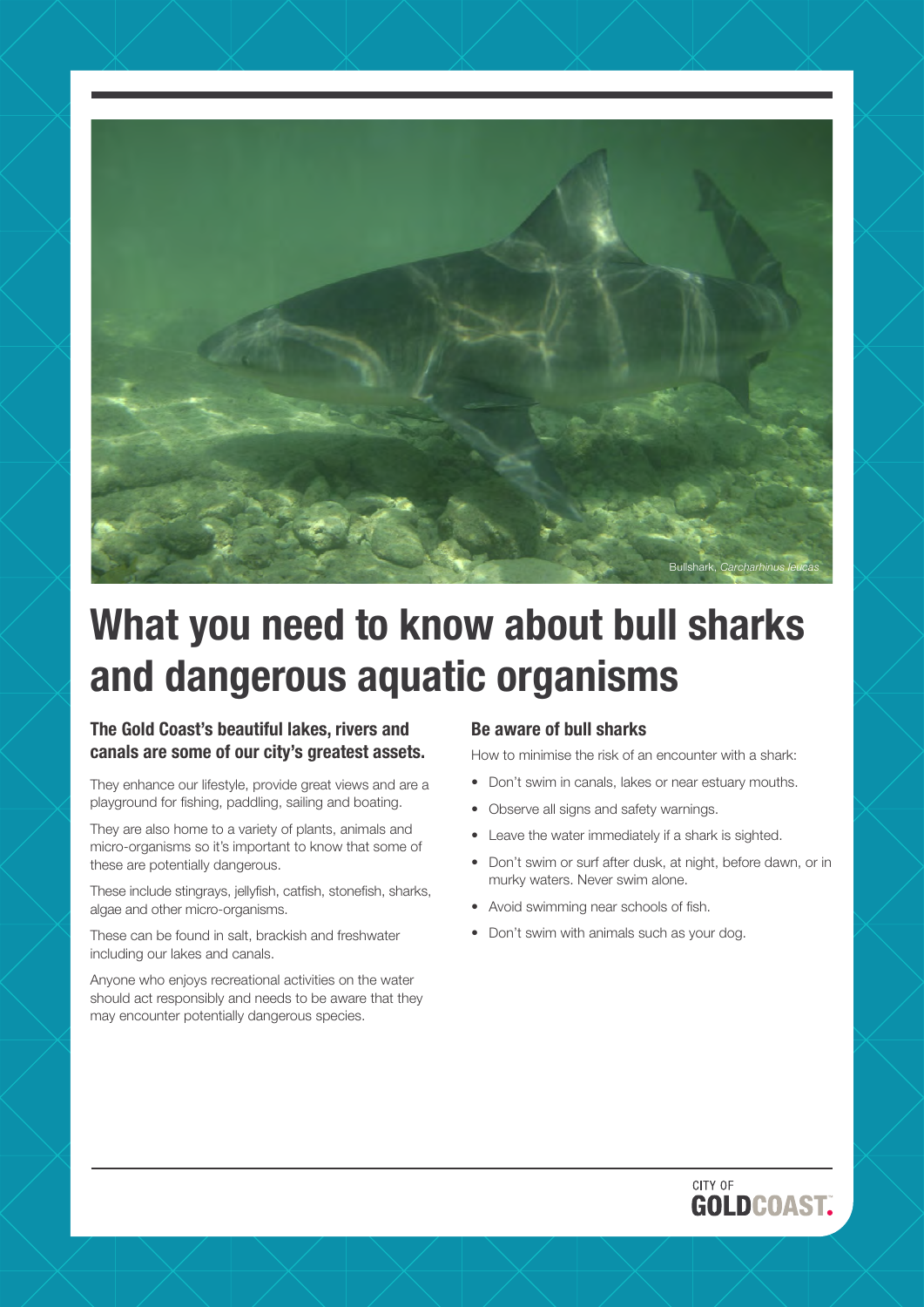Bullshark, *Carcharhinus leucas*

# What you need to know about bull sharks and dangerous aquatic organisms

### The Gold Coast's beautiful lakes, rivers and canals are some of our city's greatest assets.

They enhance our lifestyle, provide great views and are a playground for fishing, paddling, sailing and boating.

They are also home to a variety of plants, animals and micro-organisms so it's important to know that some of these are potentially dangerous.

These include stingrays, jellyfish, catfish, stonefish, sharks, algae and other micro-organisms.

These can be found in salt, brackish and freshwater including our lakes and canals.

Anyone who enjoys recreational activities on the water should act responsibly and needs to be aware that they may encounter potentially dangerous species.

### Be aware of bull sharks

How to minimise the risk of an encounter with a shark:

- Don't swim in canals, lakes or near estuary mouths.
- Observe all signs and safety warnings.
- Leave the water immediately if a shark is sighted.
- Don't swim or surf after dusk, at night, before dawn, or in murky waters. Never swim alone.
- Avoid swimming near schools of fish.
- Don't swim with animals such as your dog.

CITY OF GOLDCOAST.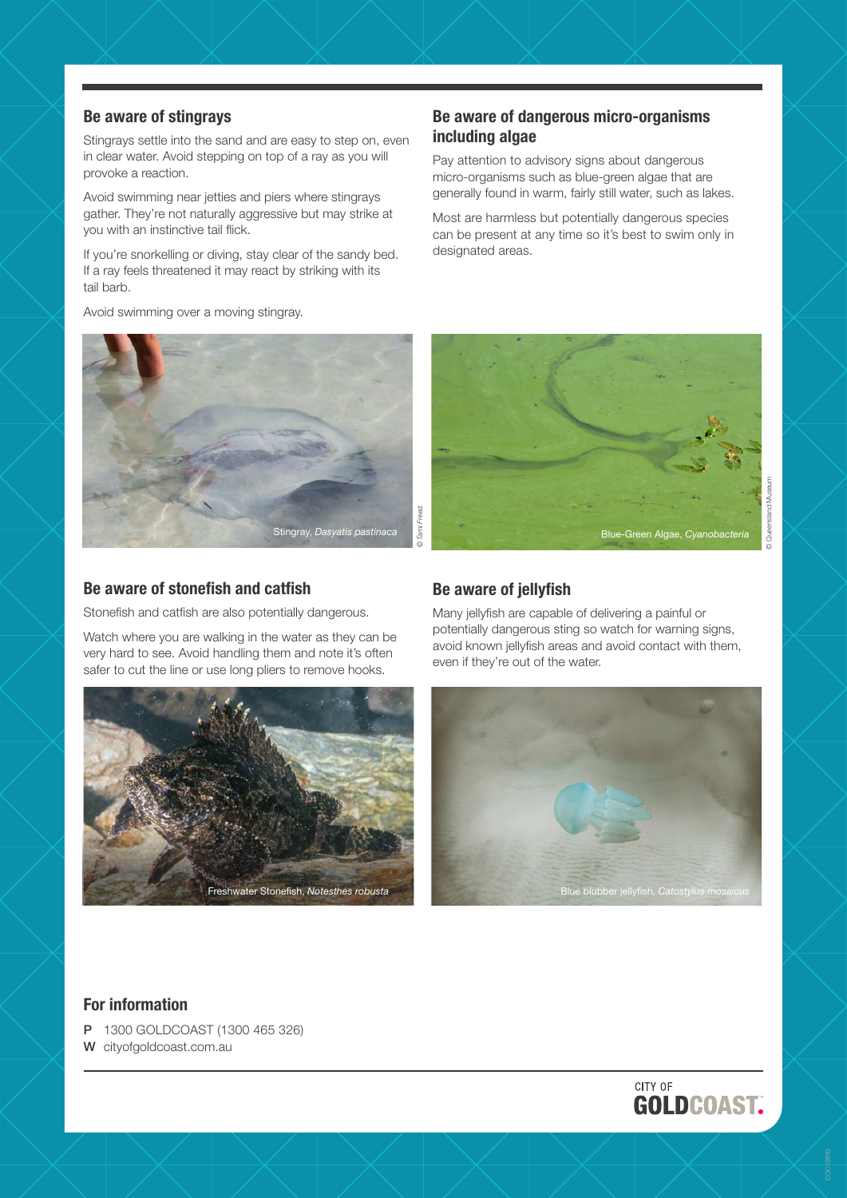## Be aware of stingrays

Stingrays settle into the sand and are easy to step on, even in clear water. Avoid stepping on top of a ray as you will provoke a reaction.

Avoid swimming near jetties and piers where stingrays gather. They're not naturally aggressive but may strike at you with an instinctive tail flick.

If you're snorkelling or diving, stay clear of the sandy bed. If a ray feels threatened it may react by striking with its tail barb.

Avoid swimming over a moving stingray.

Stingray, *Dasyatis pastinaca*

© Tami Freed.

## Be aware of dangerous micro-organisms including algae

Pay attention to advisory signs about dangerous micro-organisms such as blue-green algae that are generally found in warm, fairly still water, such as lakes.

Most are harmless but potentially dangerous species can be present at any time so it's best to swim only in designated areas.

Blue-Green Algae, *Cyanobacteria*

© Queensland Museum

## Be aware of stonefish and catfish

Stonefish and catfish are also potentially dangerous.

Watch where you are walking in the water as they can be very hard to see. Avoid handling them and note it's often safer to cut the line or use long pliers to remove hooks.

Freshwater Stonefish, *Notesthes robusta*

## Be aware of jellyfish

Many jellyfish are capable of delivering a painful or potentially dangerous sting so watch for warning signs, avoid known jellyfish areas and avoid contact with them, even if they're out of the water.

Blue blubber jellyfish, *Catostylus mosaicus*

## For information

**P** 1300 GOLDCOAST (1300 465 326)
**W** cityofgoldcoast.com.au

CITY OF GOLDCOAST.